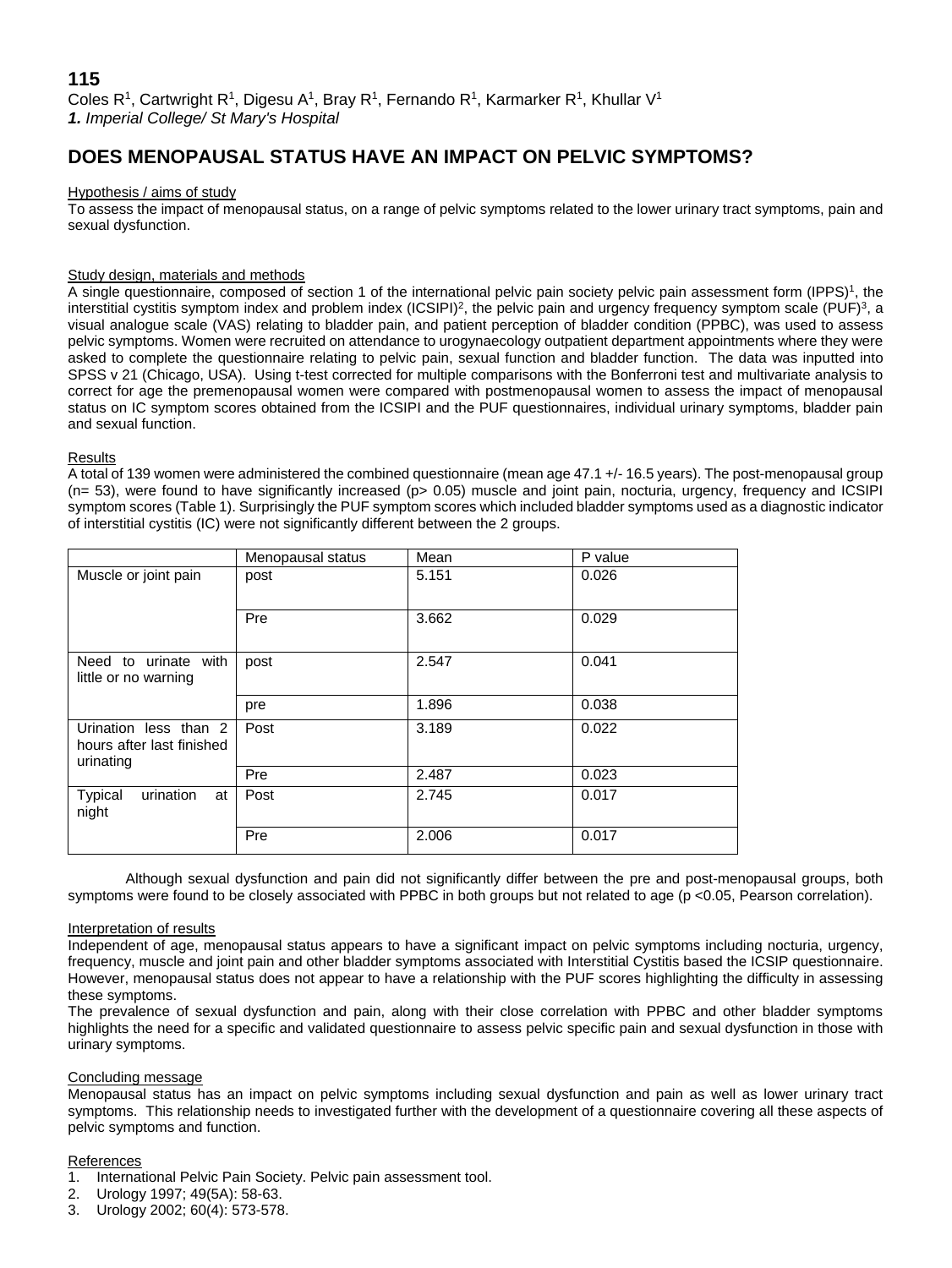**115**

Coles R[1], Cartwright R[1], Digesu A[1], Bray R[1], Fernando R[1], Karmarker R[1], Khullar V[1]

***1.** Imperial College/ St Mary's Hospital*

# DOES MENOPAUSAL STATUS HAVE AN IMPACT ON PELVIC SYMPTOMS?

## Hypothesis / aims of study

To assess the impact of menopausal status, on a range of pelvic symptoms related to the lower urinary tract symptoms, pain and sexual dysfunction.

## Study design, materials and methods

A single questionnaire, composed of section 1 of the international pelvic pain society pelvic pain assessment form (IPPS)[1], the interstitial cystitis symptom index and problem index (ICSIPI)[2], the pelvic pain and urgency frequency symptom scale (PUF)[3], a visual analogue scale (VAS) relating to bladder pain, and patient perception of bladder condition (PPBC), was used to assess pelvic symptoms. Women were recruited on attendance to urogynaecology outpatient department appointments where they were asked to complete the questionnaire relating to pelvic pain, sexual function and bladder function. The data was inputted into SPSS v 21 (Chicago, USA). Using t-test corrected for multiple comparisons with the Bonferroni test and multivariate analysis to correct for age the premenopausal women were compared with postmenopausal women to assess the impact of menopausal status on IC symptom scores obtained from the ICSIPI and the PUF questionnaires, individual urinary symptoms, bladder pain and sexual function.

## Results

A total of 139 women were administered the combined questionnaire (mean age 47.1 +/- 16.5 years). The post-menopausal group (n= 53), were found to have significantly increased ($p > 0.05$) muscle and joint pain, nocturia, urgency, frequency and ICSIPI symptom scores (Table 1). Surprisingly the PUF symptom scores which included bladder symptoms used as a diagnostic indicator of interstitial cystitis (IC) were not significantly different between the 2 groups.

| | Menopausal status | Mean | P value |
|---|---|---|---|
| Muscle or joint pain | post | 5.151 | 0.026 |
| | Pre | 3.662 | 0.029 |
| Need to urinate with little or no warning | post | 2.547 | 0.041 |
| | pre | 1.896 | 0.038 |
| Urination less than 2 hours after last finished urinating | Post | 3.189 | 0.022 |
| | Pre | 2.487 | 0.023 |
| Typical urination at night | Post | 2.745 | 0.017 |
| | Pre | 2.006 | 0.017 |

Although sexual dysfunction and pain did not significantly differ between the pre and post-menopausal groups, both symptoms were found to be closely associated with PPBC in both groups but not related to age ($p < 0.05$, Pearson correlation).

## Interpretation of results

Independent of age, menopausal status appears to have a significant impact on pelvic symptoms including nocturia, urgency, frequency, muscle and joint pain and other bladder symptoms associated with Interstitial Cystitis based the ICSIP questionnaire. However, menopausal status does not appear to have a relationship with the PUF scores highlighting the difficulty in assessing these symptoms.

The prevalence of sexual dysfunction and pain, along with their close correlation with PPBC and other bladder symptoms highlights the need for a specific and validated questionnaire to assess pelvic specific pain and sexual dysfunction in those with urinary symptoms.

## Concluding message

Menopausal status has an impact on pelvic symptoms including sexual dysfunction and pain as well as lower urinary tract symptoms. This relationship needs to investigated further with the development of a questionnaire covering all these aspects of pelvic symptoms and function.

## References

1. International Pelvic Pain Society. Pelvic pain assessment tool.
2. Urology 1997; 49(5A): 58-63.
3. Urology 2002; 60(4): 573-578.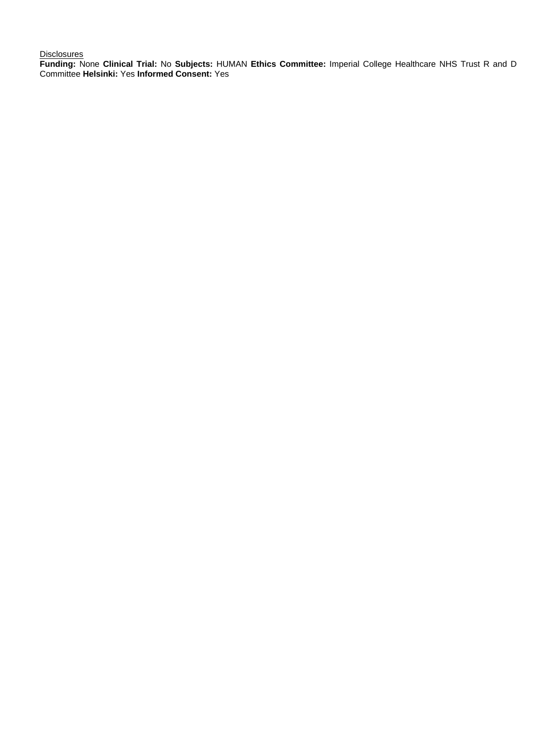Disclosures

**Funding:** None **Clinical Trial:** No **Subjects:** HUMAN **Ethics Committee:** Imperial College Healthcare NHS Trust R and D Committee **Helsinki:** Yes **Informed Consent:** Yes